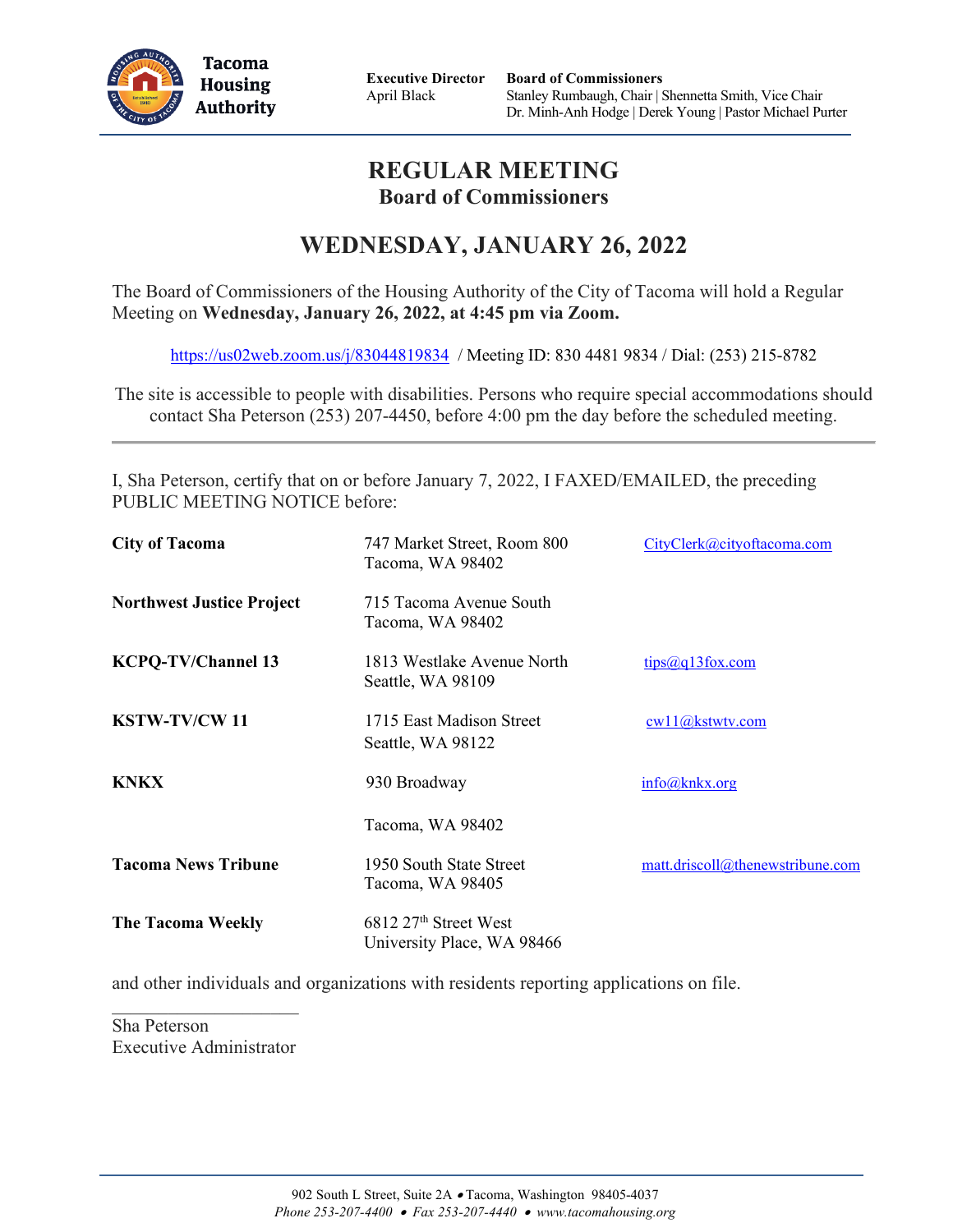**Tacoma Housing Authority**

**Executive Director**
April Black

**Board of Commissioners**
Stanley Rumbaugh, Chair | Shennetta Smith, Vice Chair
Dr. Minh-Anh Hodge | Derek Young | Pastor Michael Purter

# REGULAR MEETING
## Board of Commissioners

## WEDNESDAY, JANUARY 26, 2022

The Board of Commissioners of the Housing Authority of the City of Tacoma will hold a Regular Meeting on **Wednesday, January 26, 2022, at 4:45 pm via Zoom.**

https://us02web.zoom.us/j/83044819834 / Meeting ID: 830 4481 9834 / Dial: (253) 215-8782

The site is accessible to people with disabilities. Persons who require special accommodations should contact Sha Peterson (253) 207-4450, before 4:00 pm the day before the scheduled meeting.

---

I, Sha Peterson, certify that on or before January 7, 2022, I FAXED/EMAILED, the preceding PUBLIC MEETING NOTICE before:

| | | |
|---|---|---|
| **City of Tacoma** | 747 Market Street, Room 800<br>Tacoma, WA 98402 | CityClerk@cityoftacoma.com |
| **Northwest Justice Project** | 715 Tacoma Avenue South<br>Tacoma, WA 98402 | |
| **KCPQ-TV/Channel 13** | 1813 Westlake Avenue North<br>Seattle, WA 98109 | tips@q13fox.com |
| **KSTW-TV/CW 11** | 1715 East Madison Street<br>Seattle, WA 98122 | cw11@kstwtv.com |
| **KNKX** | 930 Broadway<br>Tacoma, WA 98402 | info@knkx.org |
| **Tacoma News Tribune** | 1950 South State Street<br>Tacoma, WA 98405 | matt.driscoll@thenewstribune.com |
| **The Tacoma Weekly** | 6812 27th Street West<br>University Place, WA 98466 | |

and other individuals and organizations with residents reporting applications on file.

______________________
Sha Peterson
Executive Administrator

902 South L Street, Suite 2A • Tacoma, Washington 98405-4037
*Phone 253-207-4400 • Fax 253-207-4440 • www.tacomahousing.org*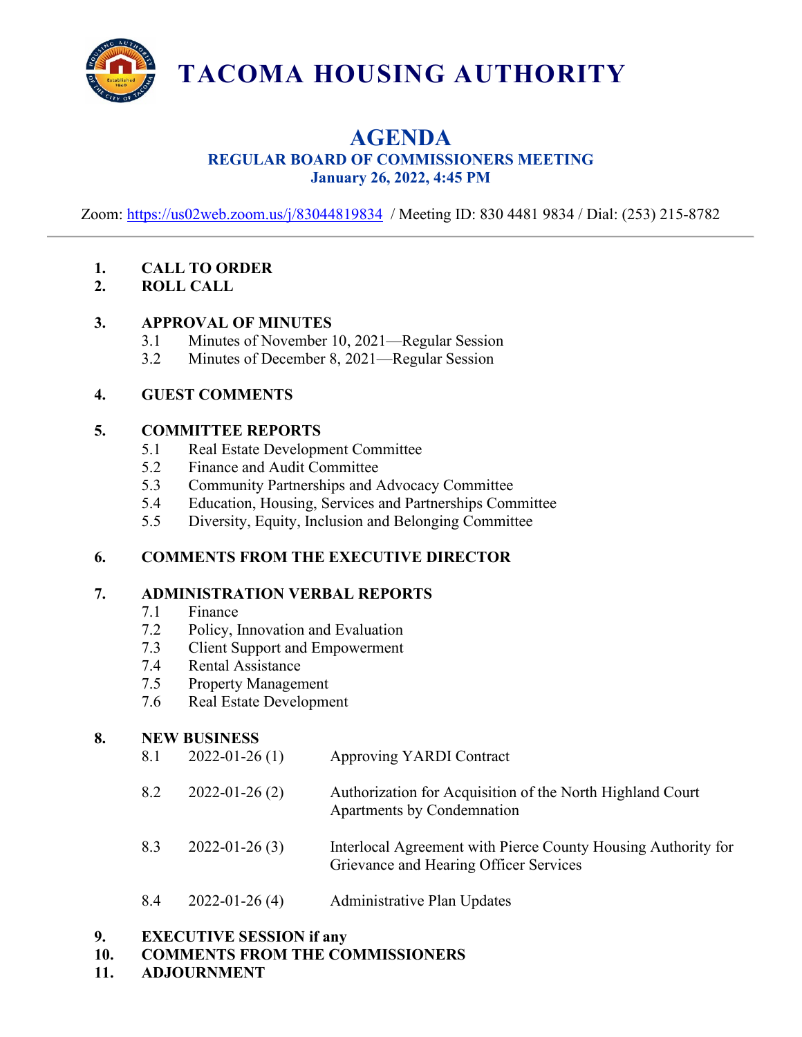# TACOMA HOUSING AUTHORITY

## AGENDA

### REGULAR BOARD OF COMMISSIONERS MEETING

### January 26, 2022, 4:45 PM

Zoom: https://us02web.zoom.us/j/83044819834 / Meeting ID: 830 4481 9834 / Dial: (253) 215-8782

---

**1. CALL TO ORDER**

**2. ROLL CALL**

**3. APPROVAL OF MINUTES**

- 3.1 Minutes of November 10, 2021—Regular Session
- 3.2 Minutes of December 8, 2021—Regular Session

**4. GUEST COMMENTS**

**5. COMMITTEE REPORTS**

- 5.1 Real Estate Development Committee
- 5.2 Finance and Audit Committee
- 5.3 Community Partnerships and Advocacy Committee
- 5.4 Education, Housing, Services and Partnerships Committee
- 5.5 Diversity, Equity, Inclusion and Belonging Committee

**6. COMMENTS FROM THE EXECUTIVE DIRECTOR**

**7. ADMINISTRATION VERBAL REPORTS**

- 7.1 Finance
- 7.2 Policy, Innovation and Evaluation
- 7.3 Client Support and Empowerment
- 7.4 Rental Assistance
- 7.5 Property Management
- 7.6 Real Estate Development

**8. NEW BUSINESS**

- 8.1 2022-01-26 (1) Approving YARDI Contract
- 8.2 2022-01-26 (2) Authorization for Acquisition of the North Highland Court Apartments by Condemnation
- 8.3 2022-01-26 (3) Interlocal Agreement with Pierce County Housing Authority for Grievance and Hearing Officer Services
- 8.4 2022-01-26 (4) Administrative Plan Updates

**9. EXECUTIVE SESSION if any**

**10. COMMENTS FROM THE COMMISSIONERS**

**11. ADJOURNMENT**